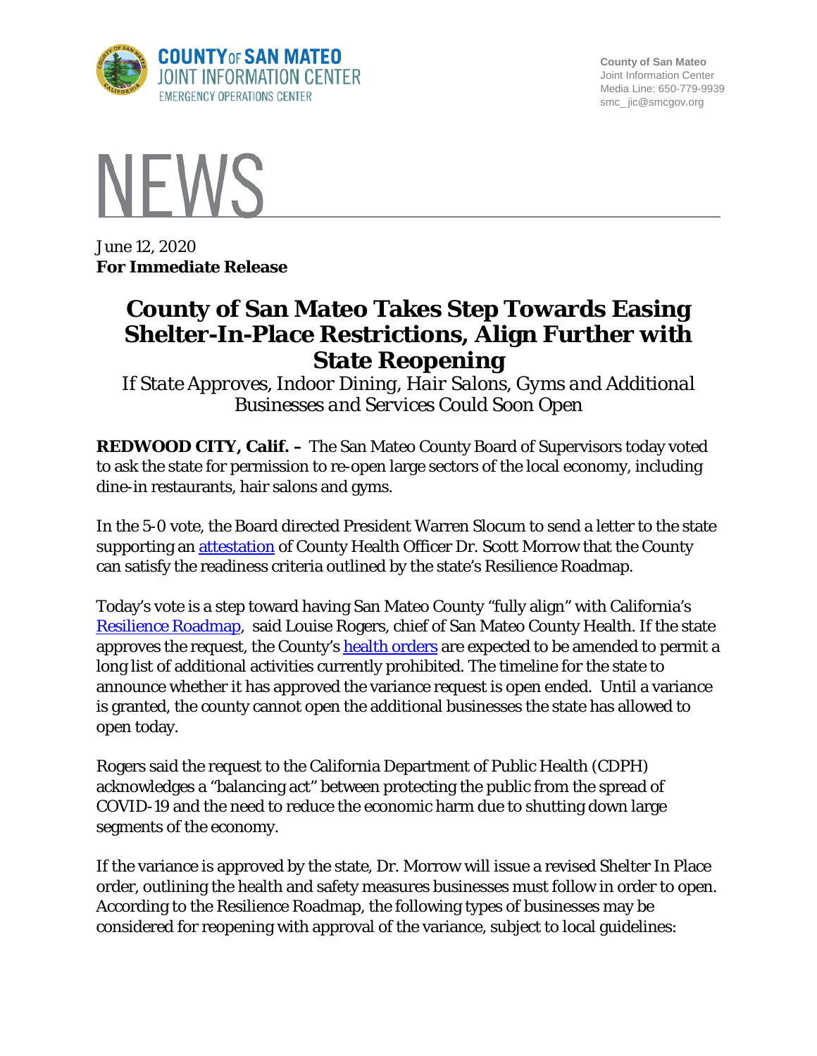COUNTY OF SAN MATEO
JOINT INFORMATION CENTER
EMERGENCY OPERATIONS CENTER

County of San Mateo
Joint Information Center
Media Line: 650-779-9939
smc_ jic@smcgov.org

# NEWS

June 12, 2020
**For Immediate Release**

# County of San Mateo Takes Step Towards Easing Shelter-In-Place Restrictions, Align Further with State Reopening

*If State Approves, Indoor Dining, Hair Salons, Gyms and Additional Businesses and Services Could Soon Open*

**REDWOOD CITY, Calif. –** The San Mateo County Board of Supervisors today voted to ask the state for permission to re-open large sectors of the local economy, including dine-in restaurants, hair salons and gyms.

In the 5-0 vote, the Board directed President Warren Slocum to send a letter to the state supporting an attestation of County Health Officer Dr. Scott Morrow that the County can satisfy the readiness criteria outlined by the state's Resilience Roadmap.

Today's vote is a step toward having San Mateo County "fully align" with California's Resilience Roadmap, said Louise Rogers, chief of San Mateo County Health. If the state approves the request, the County's health orders are expected to be amended to permit a long list of additional activities currently prohibited. The timeline for the state to announce whether it has approved the variance request is open ended. Until a variance is granted, the county cannot open the additional businesses the state has allowed to open today.

Rogers said the request to the California Department of Public Health (CDPH) acknowledges a "balancing act" between protecting the public from the spread of COVID-19 and the need to reduce the economic harm due to shutting down large segments of the economy.

If the variance is approved by the state, Dr. Morrow will issue a revised Shelter In Place order, outlining the health and safety measures businesses must follow in order to open. According to the Resilience Roadmap, the following types of businesses may be considered for reopening with approval of the variance, subject to local guidelines: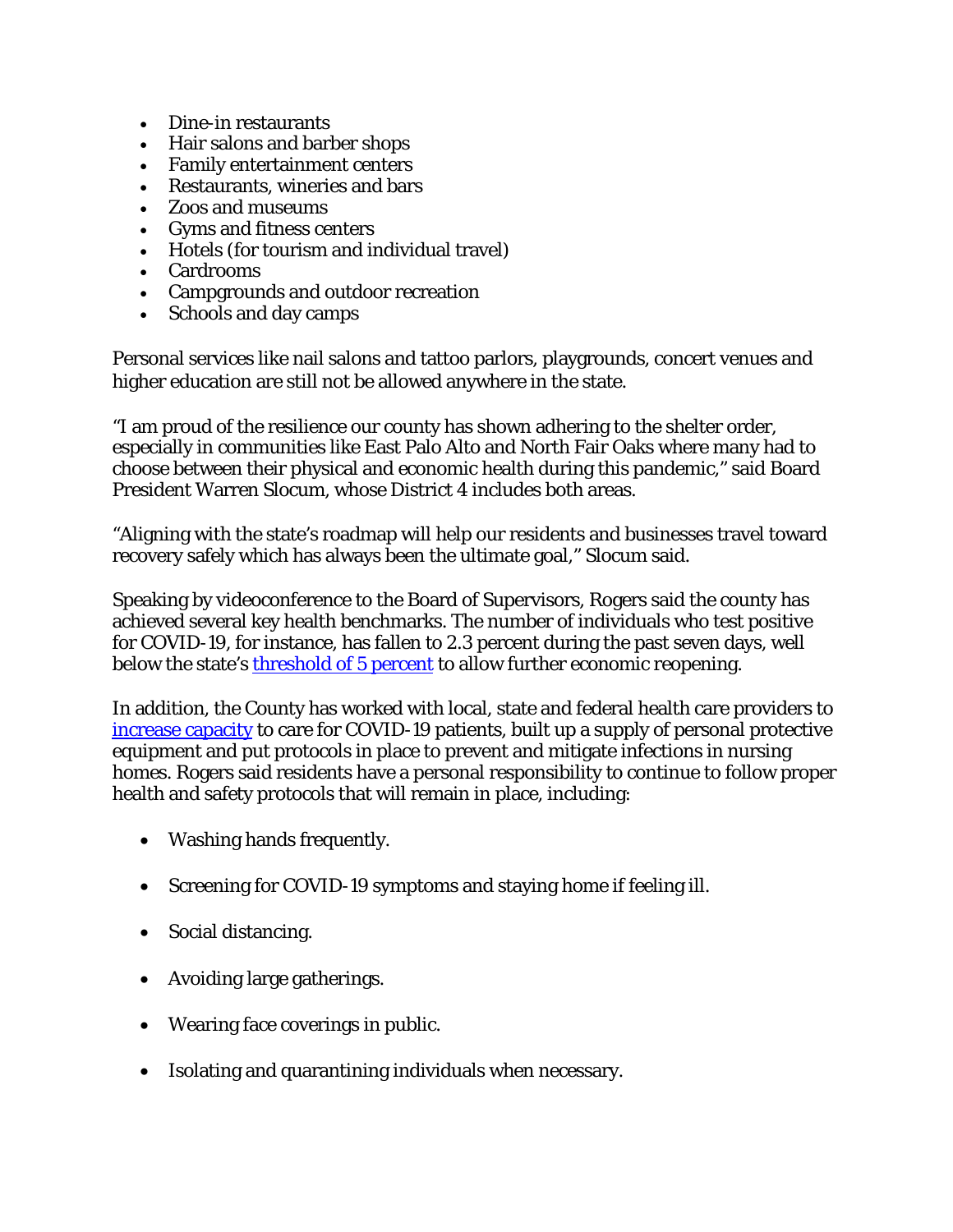- Dine-in restaurants
- Hair salons and barber shops
- Family entertainment centers
- Restaurants, wineries and bars
- Zoos and museums
- Gyms and fitness centers
- Hotels (for tourism and individual travel)
- Cardrooms
- Campgrounds and outdoor recreation
- Schools and day camps

Personal services like nail salons and tattoo parlors, playgrounds, concert venues and higher education are still not be allowed anywhere in the state.

"I am proud of the resilience our county has shown adhering to the shelter order, especially in communities like East Palo Alto and North Fair Oaks where many had to choose between their physical and economic health during this pandemic," said Board President Warren Slocum, whose District 4 includes both areas.

"Aligning with the state's roadmap will help our residents and businesses travel toward recovery safely which has always been the ultimate goal," Slocum said.

Speaking by videoconference to the Board of Supervisors, Rogers said the county has achieved several key health benchmarks. The number of individuals who test positive for COVID-19, for instance, has fallen to 2.3 percent during the past seven days, well below the state's threshold of 5 percent to allow further economic reopening.

In addition, the County has worked with local, state and federal health care providers to increase capacity to care for COVID-19 patients, built up a supply of personal protective equipment and put protocols in place to prevent and mitigate infections in nursing homes. Rogers said residents have a personal responsibility to continue to follow proper health and safety protocols that will remain in place, including:

- Washing hands frequently.
- Screening for COVID-19 symptoms and staying home if feeling ill.
- Social distancing.
- Avoiding large gatherings.
- Wearing face coverings in public.
- Isolating and quarantining individuals when necessary.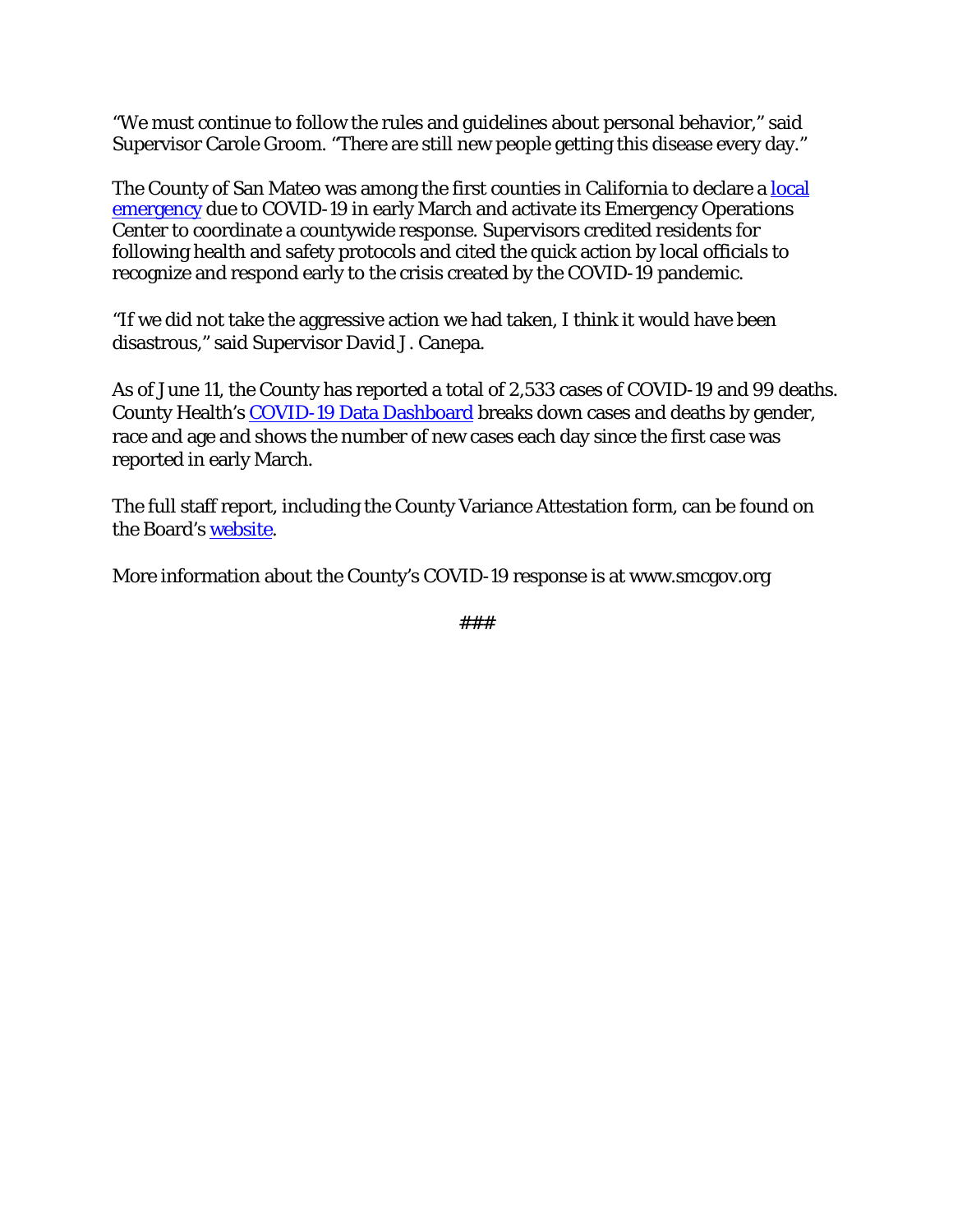"We must continue to follow the rules and guidelines about personal behavior," said Supervisor Carole Groom. "There are still new people getting this disease every day."

The County of San Mateo was among the first counties in California to declare a [local emergency](#) due to COVID-19 in early March and activate its Emergency Operations Center to coordinate a countywide response. Supervisors credited residents for following health and safety protocols and cited the quick action by local officials to recognize and respond early to the crisis created by the COVID-19 pandemic.

"If we did not take the aggressive action we had taken, I think it would have been disastrous," said Supervisor David J. Canepa.

As of June 11, the County has reported a total of 2,533 cases of COVID-19 and 99 deaths. County Health's [COVID-19 Data Dashboard](#) breaks down cases and deaths by gender, race and age and shows the number of new cases each day since the first case was reported in early March.

The full staff report, including the County Variance Attestation form, can be found on the Board's [website](#).

More information about the County's COVID-19 response is at www.smcgov.org

###